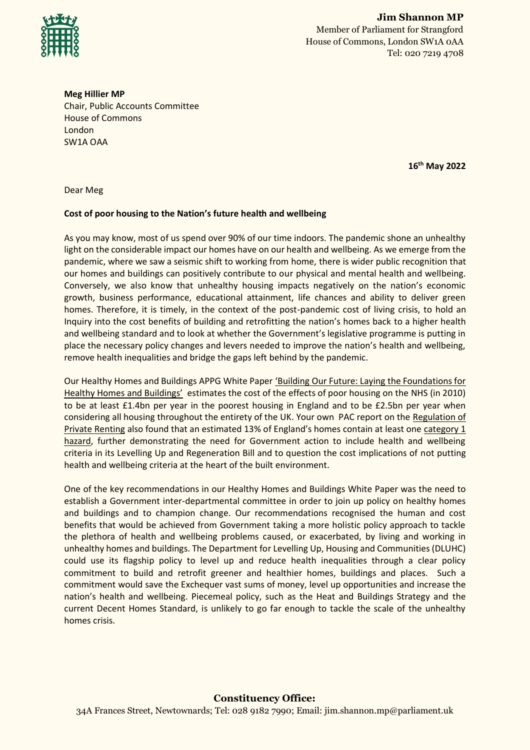**Jim Shannon MP**

Member of Parliament for Strangford
House of Commons, London SW1A 0AA
Tel: 020 7219 4708

**Meg Hillier MP**
Chair, Public Accounts Committee
House of Commons
London
SW1A OAA

**16th May 2022**

Dear Meg

**Cost of poor housing to the Nation's future health and wellbeing**

As you may know, most of us spend over 90% of our time indoors. The pandemic shone an unhealthy light on the considerable impact our homes have on our health and wellbeing. As we emerge from the pandemic, where we saw a seismic shift to working from home, there is wider public recognition that our homes and buildings can positively contribute to our physical and mental health and wellbeing. Conversely, we also know that unhealthy housing impacts negatively on the nation's economic growth, business performance, educational attainment, life chances and ability to deliver green homes. Therefore, it is timely, in the context of the post-pandemic cost of living crisis, to hold an Inquiry into the cost benefits of building and retrofitting the nation's homes back to a higher health and wellbeing standard and to look at whether the Government's legislative programme is putting in place the necessary policy changes and levers needed to improve the nation's health and wellbeing, remove health inequalities and bridge the gaps left behind by the pandemic.

Our Healthy Homes and Buildings APPG White Paper 'Building Our Future: Laying the Foundations for Healthy Homes and Buildings' estimates the cost of the effects of poor housing on the NHS (in 2010) to be at least £1.4bn per year in the poorest housing in England and to be £2.5bn per year when considering all housing throughout the entirety of the UK. Your own PAC report on the Regulation of Private Renting also found that an estimated 13% of England's homes contain at least one category 1 hazard, further demonstrating the need for Government action to include health and wellbeing criteria in its Levelling Up and Regeneration Bill and to question the cost implications of not putting health and wellbeing criteria at the heart of the built environment.

One of the key recommendations in our Healthy Homes and Buildings White Paper was the need to establish a Government inter-departmental committee in order to join up policy on healthy homes and buildings and to champion change. Our recommendations recognised the human and cost benefits that would be achieved from Government taking a more holistic policy approach to tackle the plethora of health and wellbeing problems caused, or exacerbated, by living and working in unhealthy homes and buildings. The Department for Levelling Up, Housing and Communities (DLUHC) could use its flagship policy to level up and reduce health inequalities through a clear policy commitment to build and retrofit greener and healthier homes, buildings and places. Such a commitment would save the Exchequer vast sums of money, level up opportunities and increase the nation's health and wellbeing. Piecemeal policy, such as the Heat and Buildings Strategy and the current Decent Homes Standard, is unlikely to go far enough to tackle the scale of the unhealthy homes crisis.

**Constituency Office:**
34A Frances Street, Newtownards; Tel: 028 9182 7990; Email: jim.shannon.mp@parliament.uk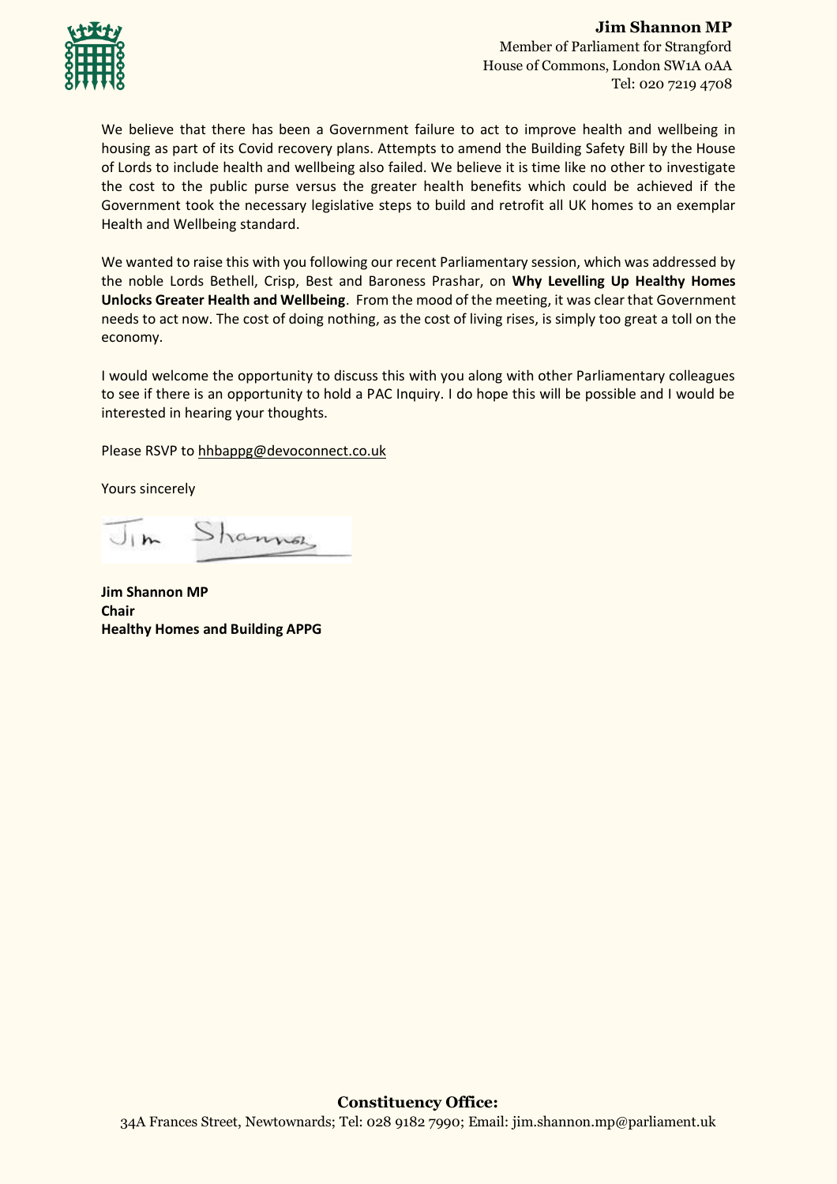We believe that there has been a Government failure to act to improve health and wellbeing in housing as part of its Covid recovery plans. Attempts to amend the Building Safety Bill by the House of Lords to include health and wellbeing also failed. We believe it is time like no other to investigate the cost to the public purse versus the greater health benefits which could be achieved if the Government took the necessary legislative steps to build and retrofit all UK homes to an exemplar Health and Wellbeing standard.

We wanted to raise this with you following our recent Parliamentary session, which was addressed by the noble Lords Bethell, Crisp, Best and Baroness Prashar, on **Why Levelling Up Healthy Homes Unlocks Greater Health and Wellbeing**. From the mood of the meeting, it was clear that Government needs to act now. The cost of doing nothing, as the cost of living rises, is simply too great a toll on the economy.

I would welcome the opportunity to discuss this with you along with other Parliamentary colleagues to see if there is an opportunity to hold a PAC Inquiry. I do hope this will be possible and I would be interested in hearing your thoughts.

Please RSVP to hhbappg@devoconnect.co.uk

Yours sincerely

Jim Shannon

**Jim Shannon MP**
**Chair**
**Healthy Homes and Building APPG**